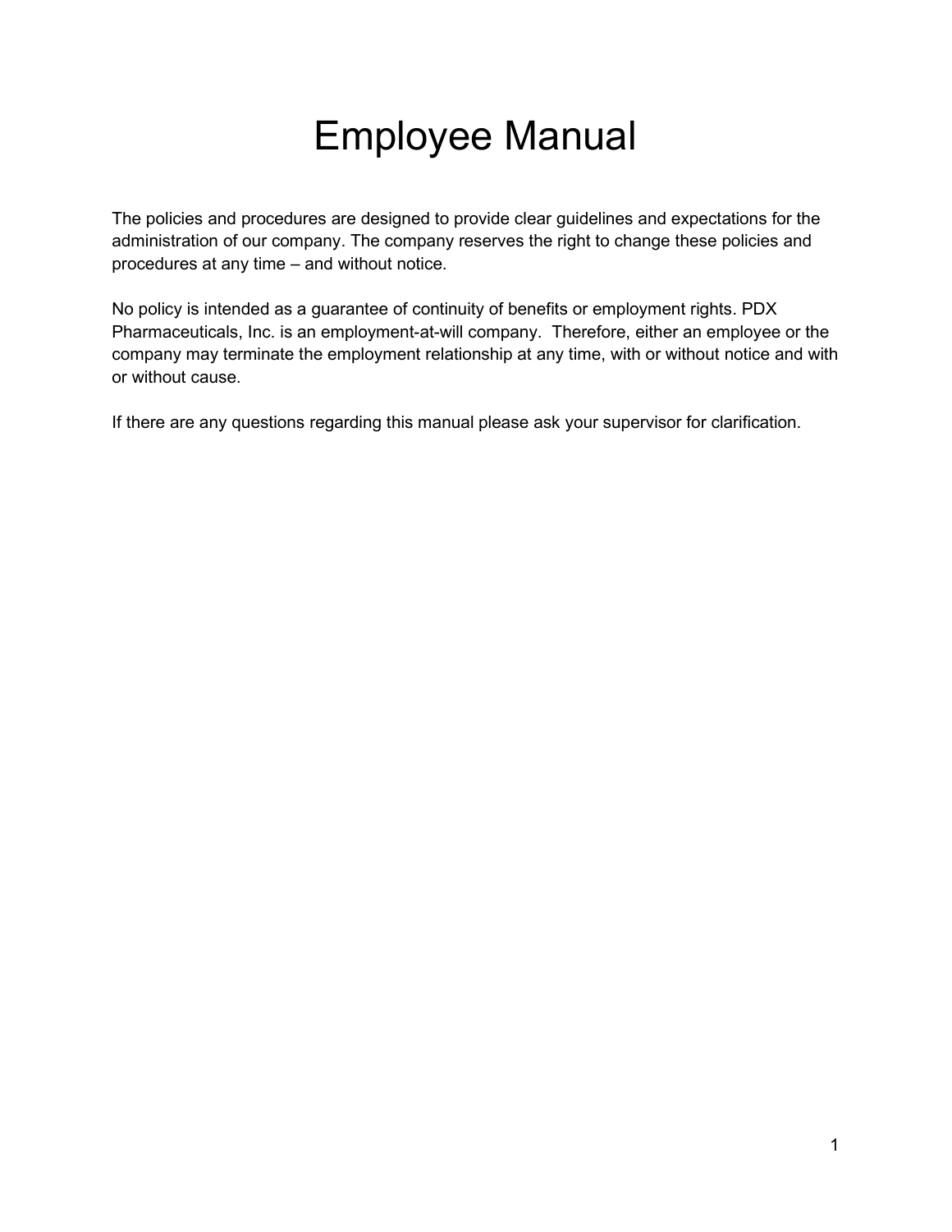# Employee Manual

The policies and procedures are designed to provide clear guidelines and expectations for the administration of our company. The company reserves the right to change these policies and procedures at any time – and without notice.

No policy is intended as a guarantee of continuity of benefits or employment rights. PDX Pharmaceuticals, Inc. is an employment-at-will company. Therefore, either an employee or the company may terminate the employment relationship at any time, with or without notice and with or without cause.

If there are any questions regarding this manual please ask your supervisor for clarification.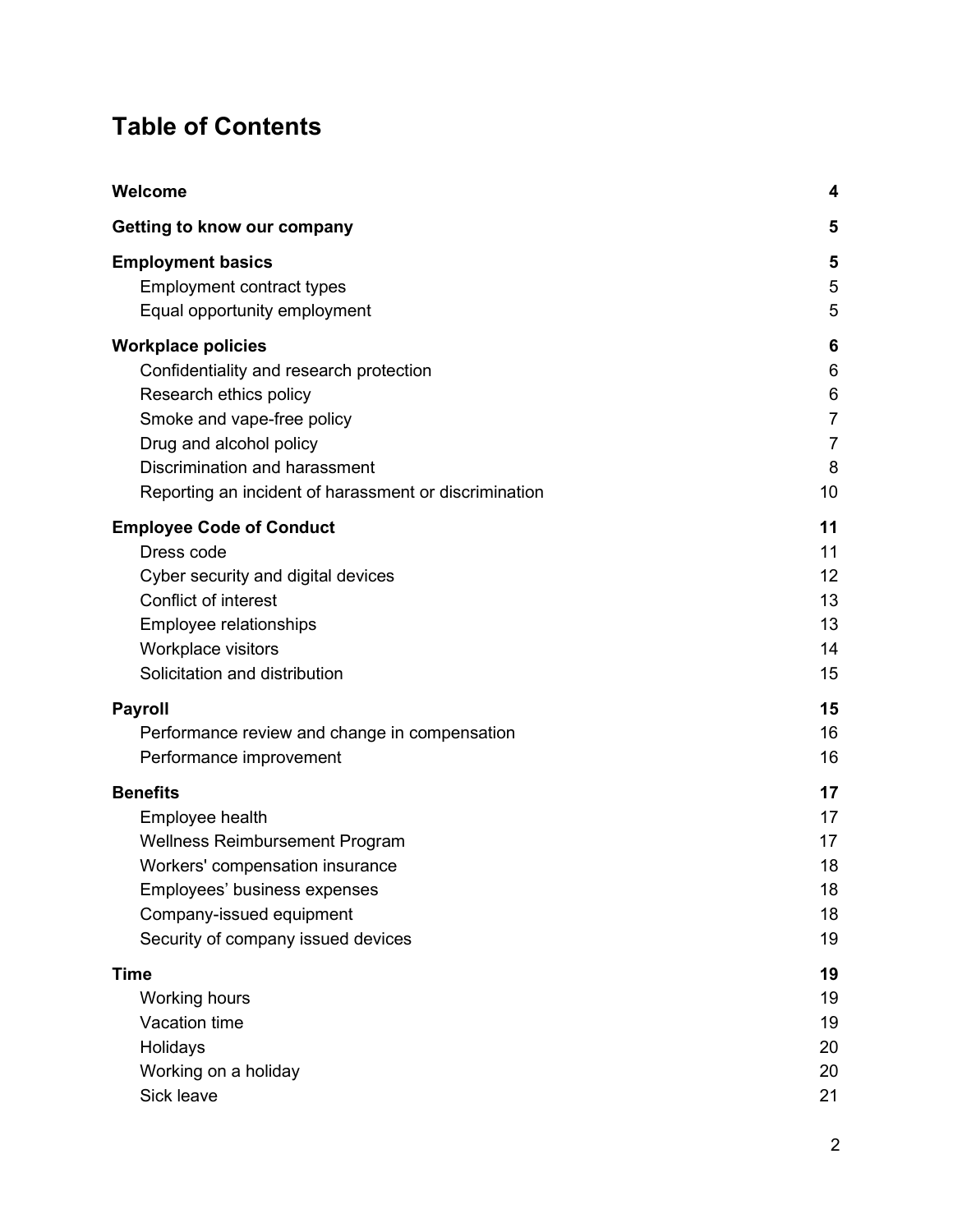# Table of Contents

| | |
|---|---|
| **Welcome** | **4** |
| **Getting to know our company** | **5** |
| **Employment basics** | **5** |
| Employment contract types | 5 |
| Equal opportunity employment | 5 |
| **Workplace policies** | **6** |
| Confidentiality and research protection | 6 |
| Research ethics policy | 6 |
| Smoke and vape-free policy | 7 |
| Drug and alcohol policy | 7 |
| Discrimination and harassment | 8 |
| Reporting an incident of harassment or discrimination | 10 |
| **Employee Code of Conduct** | **11** |
| Dress code | 11 |
| Cyber security and digital devices | 12 |
| Conflict of interest | 13 |
| Employee relationships | 13 |
| Workplace visitors | 14 |
| Solicitation and distribution | 15 |
| **Payroll** | **15** |
| Performance review and change in compensation | 16 |
| Performance improvement | 16 |
| **Benefits** | **17** |
| Employee health | 17 |
| Wellness Reimbursement Program | 17 |
| Workers' compensation insurance | 18 |
| Employees' business expenses | 18 |
| Company-issued equipment | 18 |
| Security of company issued devices | 19 |
| **Time** | **19** |
| Working hours | 19 |
| Vacation time | 19 |
| Holidays | 20 |
| Working on a holiday | 20 |
| Sick leave | 21 |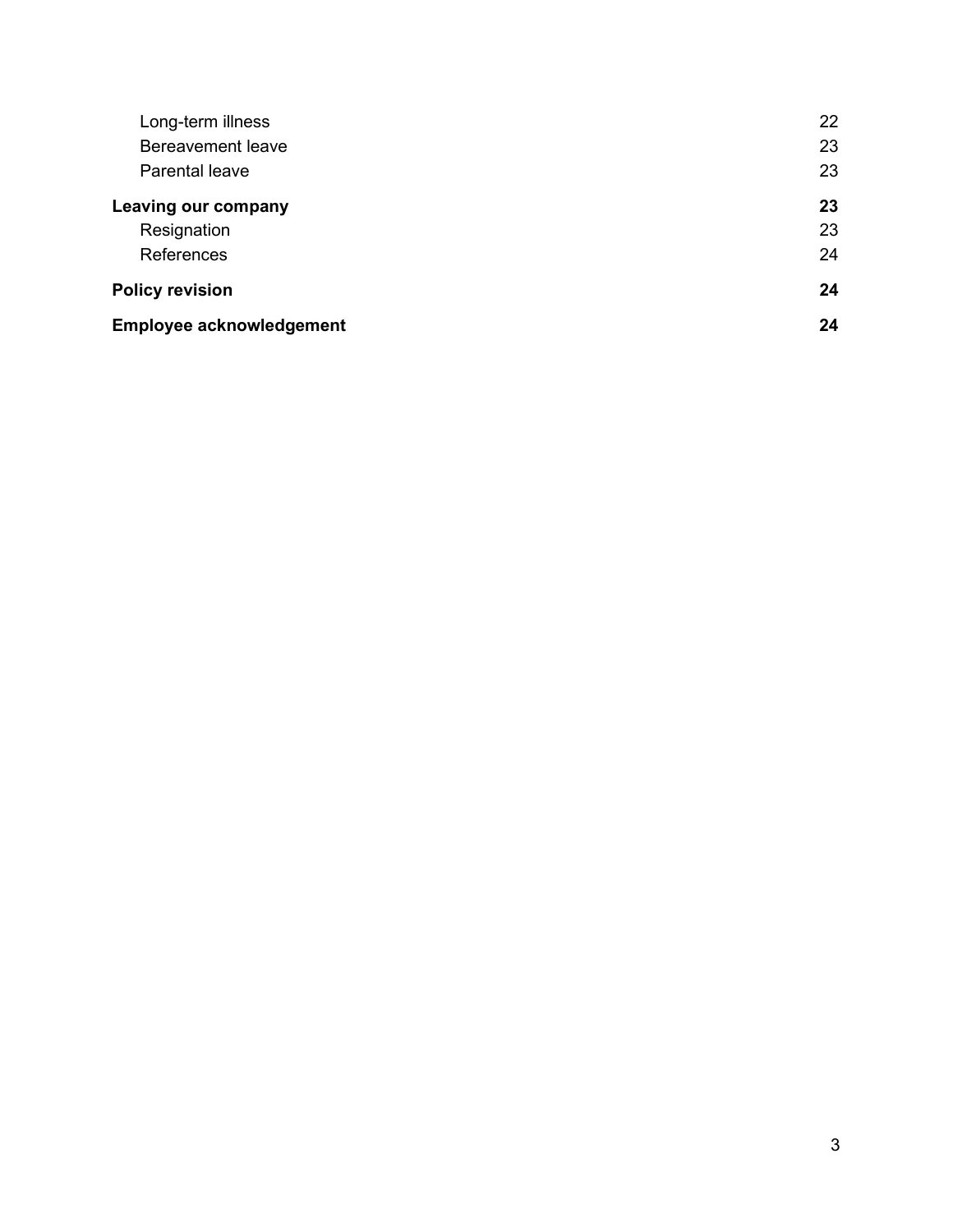| | |
|---|---|
| Long-term illness | 22 |
| Bereavement leave | 23 |
| Parental leave | 23 |
| **Leaving our company** | **23** |
| Resignation | 23 |
| References | 24 |
| **Policy revision** | **24** |
| **Employee acknowledgement** | **24** |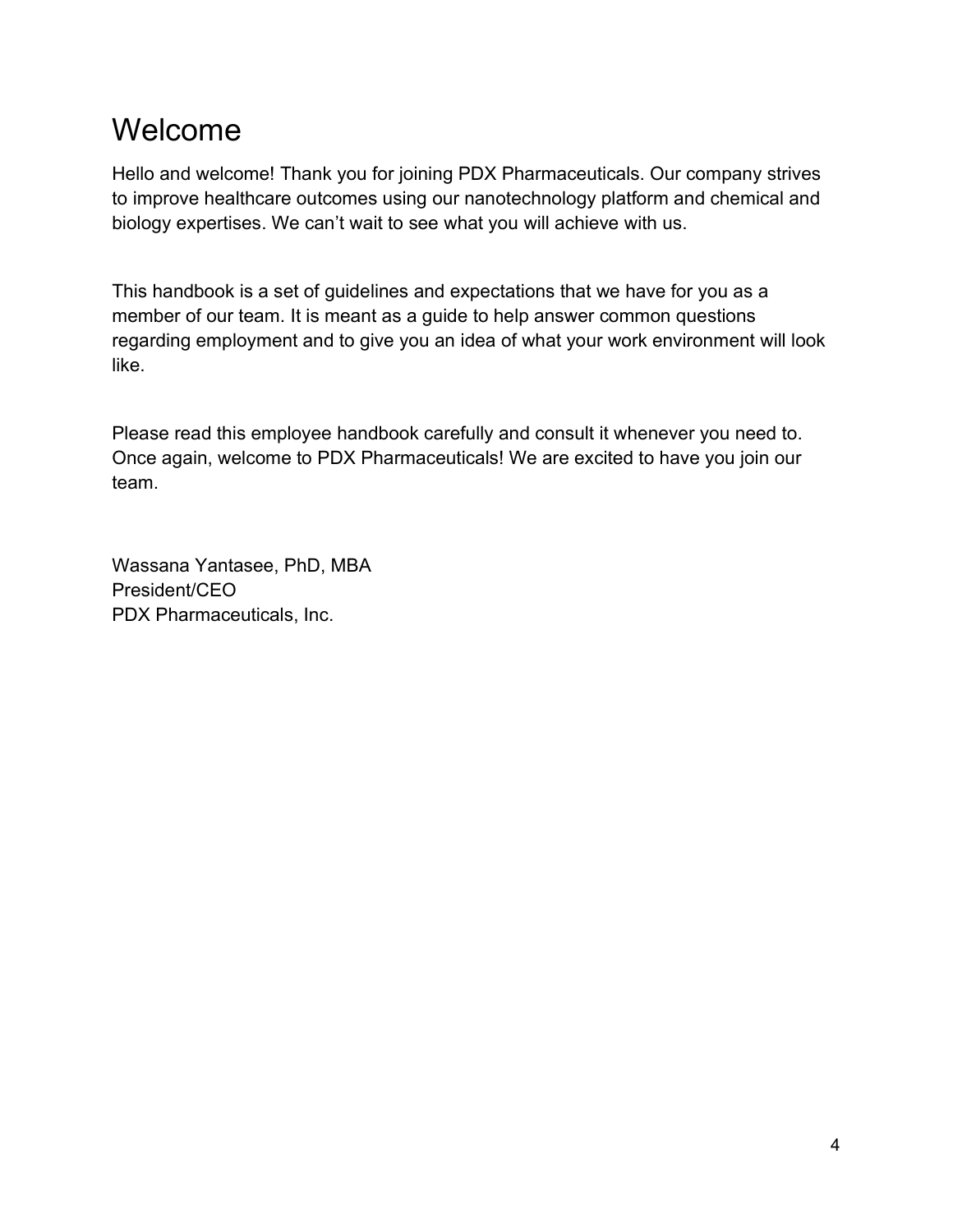# Welcome

Hello and welcome! Thank you for joining PDX Pharmaceuticals. Our company strives to improve healthcare outcomes using our nanotechnology platform and chemical and biology expertises. We can't wait to see what you will achieve with us.

This handbook is a set of guidelines and expectations that we have for you as a member of our team. It is meant as a guide to help answer common questions regarding employment and to give you an idea of what your work environment will look like.

Please read this employee handbook carefully and consult it whenever you need to. Once again, welcome to PDX Pharmaceuticals! We are excited to have you join our team.

Wassana Yantasee, PhD, MBA
President/CEO
PDX Pharmaceuticals, Inc.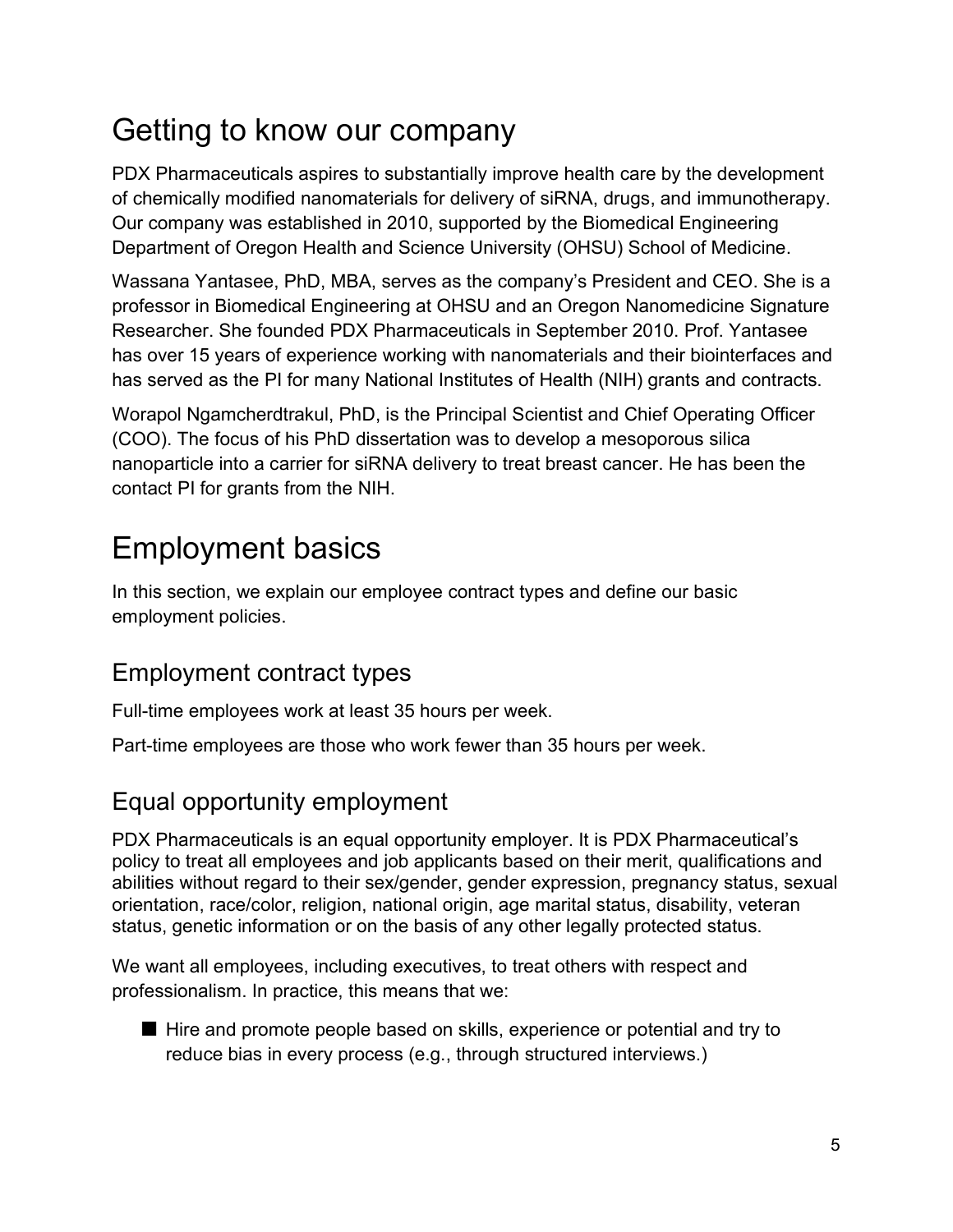# Getting to know our company

PDX Pharmaceuticals aspires to substantially improve health care by the development of chemically modified nanomaterials for delivery of siRNA, drugs, and immunotherapy. Our company was established in 2010, supported by the Biomedical Engineering Department of Oregon Health and Science University (OHSU) School of Medicine.

Wassana Yantasee, PhD, MBA, serves as the company's President and CEO. She is a professor in Biomedical Engineering at OHSU and an Oregon Nanomedicine Signature Researcher. She founded PDX Pharmaceuticals in September 2010. Prof. Yantasee has over 15 years of experience working with nanomaterials and their biointerfaces and has served as the PI for many National Institutes of Health (NIH) grants and contracts.

Worapol Ngamcherdtrakul, PhD, is the Principal Scientist and Chief Operating Officer (COO). The focus of his PhD dissertation was to develop a mesoporous silica nanoparticle into a carrier for siRNA delivery to treat breast cancer. He has been the contact PI for grants from the NIH.

# Employment basics

In this section, we explain our employee contract types and define our basic employment policies.

## Employment contract types

Full-time employees work at least 35 hours per week.

Part-time employees are those who work fewer than 35 hours per week.

## Equal opportunity employment

PDX Pharmaceuticals is an equal opportunity employer. It is PDX Pharmaceutical's policy to treat all employees and job applicants based on their merit, qualifications and abilities without regard to their sex/gender, gender expression, pregnancy status, sexual orientation, race/color, religion, national origin, age marital status, disability, veteran status, genetic information or on the basis of any other legally protected status.

We want all employees, including executives, to treat others with respect and professionalism. In practice, this means that we:

- Hire and promote people based on skills, experience or potential and try to reduce bias in every process (e.g., through structured interviews.)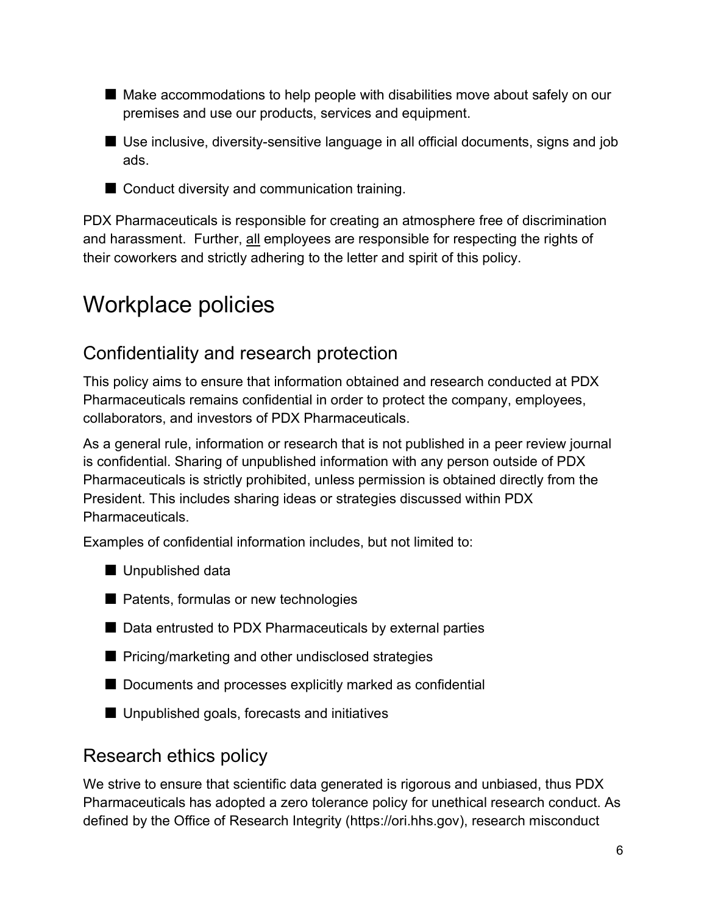- Make accommodations to help people with disabilities move about safely on our premises and use our products, services and equipment.
- Use inclusive, diversity-sensitive language in all official documents, signs and job ads.
- Conduct diversity and communication training.

PDX Pharmaceuticals is responsible for creating an atmosphere free of discrimination and harassment. Further, <u>all</u> employees are responsible for respecting the rights of their coworkers and strictly adhering to the letter and spirit of this policy.

# Workplace policies

## Confidentiality and research protection

This policy aims to ensure that information obtained and research conducted at PDX Pharmaceuticals remains confidential in order to protect the company, employees, collaborators, and investors of PDX Pharmaceuticals.

As a general rule, information or research that is not published in a peer review journal is confidential. Sharing of unpublished information with any person outside of PDX Pharmaceuticals is strictly prohibited, unless permission is obtained directly from the President. This includes sharing ideas or strategies discussed within PDX Pharmaceuticals.

Examples of confidential information includes, but not limited to:

- Unpublished data
- Patents, formulas or new technologies
- Data entrusted to PDX Pharmaceuticals by external parties
- Pricing/marketing and other undisclosed strategies
- Documents and processes explicitly marked as confidential
- Unpublished goals, forecasts and initiatives

## Research ethics policy

We strive to ensure that scientific data generated is rigorous and unbiased, thus PDX Pharmaceuticals has adopted a zero tolerance policy for unethical research conduct. As defined by the Office of Research Integrity (https://ori.hhs.gov), research misconduct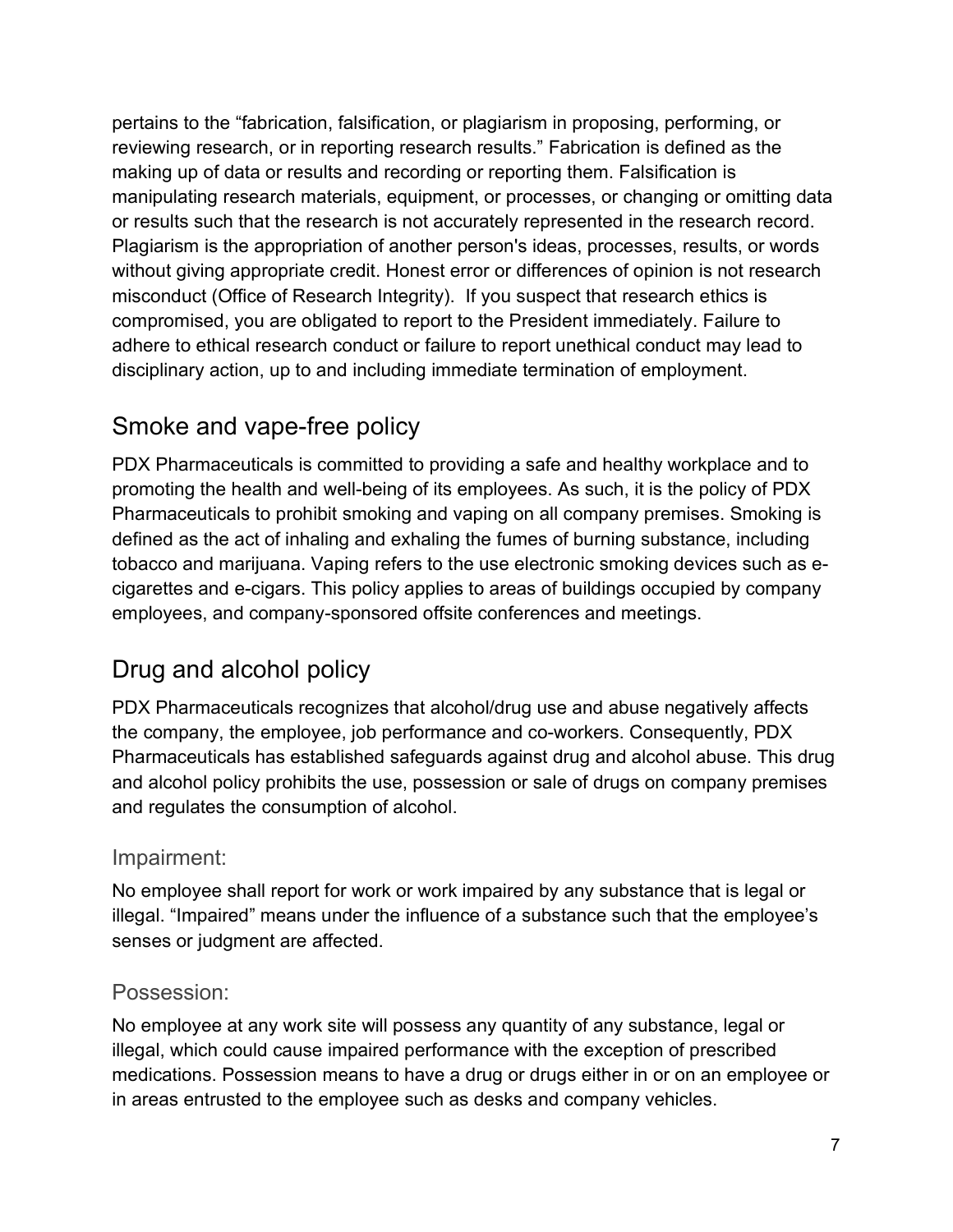pertains to the "fabrication, falsification, or plagiarism in proposing, performing, or reviewing research, or in reporting research results." Fabrication is defined as the making up of data or results and recording or reporting them. Falsification is manipulating research materials, equipment, or processes, or changing or omitting data or results such that the research is not accurately represented in the research record. Plagiarism is the appropriation of another person's ideas, processes, results, or words without giving appropriate credit. Honest error or differences of opinion is not research misconduct (Office of Research Integrity). If you suspect that research ethics is compromised, you are obligated to report to the President immediately. Failure to adhere to ethical research conduct or failure to report unethical conduct may lead to disciplinary action, up to and including immediate termination of employment.

## Smoke and vape-free policy

PDX Pharmaceuticals is committed to providing a safe and healthy workplace and to promoting the health and well-being of its employees. As such, it is the policy of PDX Pharmaceuticals to prohibit smoking and vaping on all company premises. Smoking is defined as the act of inhaling and exhaling the fumes of burning substance, including tobacco and marijuana. Vaping refers to the use electronic smoking devices such as e-cigarettes and e-cigars. This policy applies to areas of buildings occupied by company employees, and company-sponsored offsite conferences and meetings.

## Drug and alcohol policy

PDX Pharmaceuticals recognizes that alcohol/drug use and abuse negatively affects the company, the employee, job performance and co-workers. Consequently, PDX Pharmaceuticals has established safeguards against drug and alcohol abuse. This drug and alcohol policy prohibits the use, possession or sale of drugs on company premises and regulates the consumption of alcohol.

### Impairment:

No employee shall report for work or work impaired by any substance that is legal or illegal. "Impaired" means under the influence of a substance such that the employee's senses or judgment are affected.

### Possession:

No employee at any work site will possess any quantity of any substance, legal or illegal, which could cause impaired performance with the exception of prescribed medications. Possession means to have a drug or drugs either in or on an employee or in areas entrusted to the employee such as desks and company vehicles.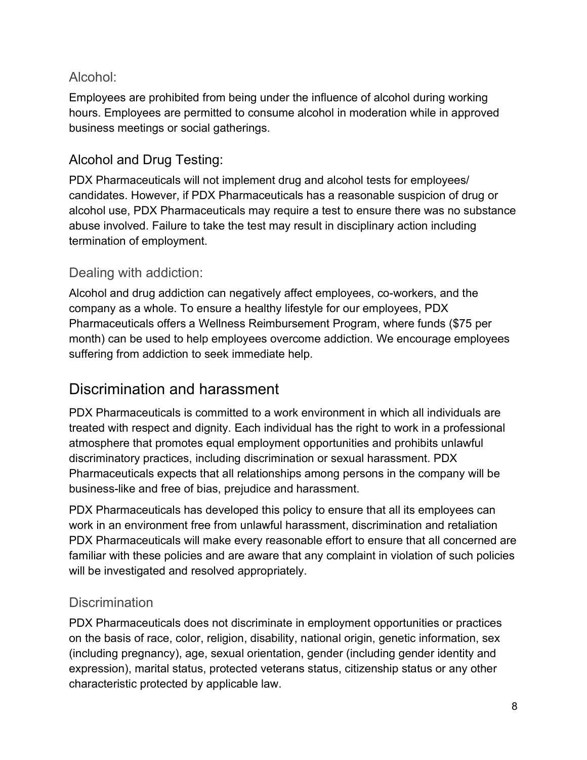### Alcohol:

Employees are prohibited from being under the influence of alcohol during working hours. Employees are permitted to consume alcohol in moderation while in approved business meetings or social gatherings.

### Alcohol and Drug Testing:

PDX Pharmaceuticals will not implement drug and alcohol tests for employees/ candidates. However, if PDX Pharmaceuticals has a reasonable suspicion of drug or alcohol use, PDX Pharmaceuticals may require a test to ensure there was no substance abuse involved. Failure to take the test may result in disciplinary action including termination of employment.

### Dealing with addiction:

Alcohol and drug addiction can negatively affect employees, co-workers, and the company as a whole. To ensure a healthy lifestyle for our employees, PDX Pharmaceuticals offers a Wellness Reimbursement Program, where funds ($75 per month) can be used to help employees overcome addiction. We encourage employees suffering from addiction to seek immediate help.

## Discrimination and harassment

PDX Pharmaceuticals is committed to a work environment in which all individuals are treated with respect and dignity. Each individual has the right to work in a professional atmosphere that promotes equal employment opportunities and prohibits unlawful discriminatory practices, including discrimination or sexual harassment. PDX Pharmaceuticals expects that all relationships among persons in the company will be business-like and free of bias, prejudice and harassment.

PDX Pharmaceuticals has developed this policy to ensure that all its employees can work in an environment free from unlawful harassment, discrimination and retaliation PDX Pharmaceuticals will make every reasonable effort to ensure that all concerned are familiar with these policies and are aware that any complaint in violation of such policies will be investigated and resolved appropriately.

### Discrimination

PDX Pharmaceuticals does not discriminate in employment opportunities or practices on the basis of race, color, religion, disability, national origin, genetic information, sex (including pregnancy), age, sexual orientation, gender (including gender identity and expression), marital status, protected veterans status, citizenship status or any other characteristic protected by applicable law.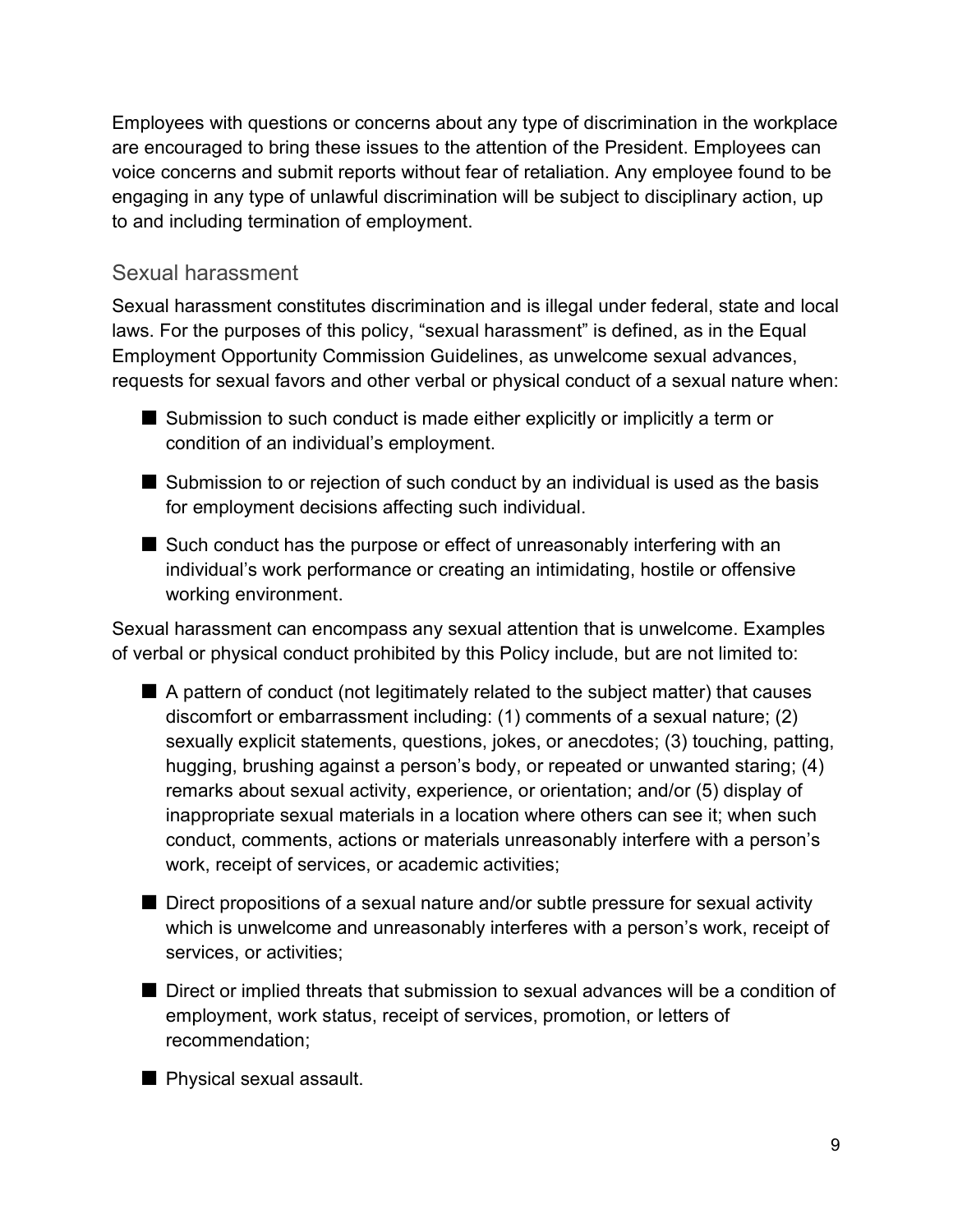Employees with questions or concerns about any type of discrimination in the workplace are encouraged to bring these issues to the attention of the President. Employees can voice concerns and submit reports without fear of retaliation. Any employee found to be engaging in any type of unlawful discrimination will be subject to disciplinary action, up to and including termination of employment.

## Sexual harassment

Sexual harassment constitutes discrimination and is illegal under federal, state and local laws. For the purposes of this policy, "sexual harassment" is defined, as in the Equal Employment Opportunity Commission Guidelines, as unwelcome sexual advances, requests for sexual favors and other verbal or physical conduct of a sexual nature when:

- Submission to such conduct is made either explicitly or implicitly a term or condition of an individual's employment.
- Submission to or rejection of such conduct by an individual is used as the basis for employment decisions affecting such individual.
- Such conduct has the purpose or effect of unreasonably interfering with an individual's work performance or creating an intimidating, hostile or offensive working environment.

Sexual harassment can encompass any sexual attention that is unwelcome. Examples of verbal or physical conduct prohibited by this Policy include, but are not limited to:

- A pattern of conduct (not legitimately related to the subject matter) that causes discomfort or embarrassment including: (1) comments of a sexual nature; (2) sexually explicit statements, questions, jokes, or anecdotes; (3) touching, patting, hugging, brushing against a person's body, or repeated or unwanted staring; (4) remarks about sexual activity, experience, or orientation; and/or (5) display of inappropriate sexual materials in a location where others can see it; when such conduct, comments, actions or materials unreasonably interfere with a person's work, receipt of services, or academic activities;
- Direct propositions of a sexual nature and/or subtle pressure for sexual activity which is unwelcome and unreasonably interferes with a person's work, receipt of services, or activities;
- Direct or implied threats that submission to sexual advances will be a condition of employment, work status, receipt of services, promotion, or letters of recommendation;
- Physical sexual assault.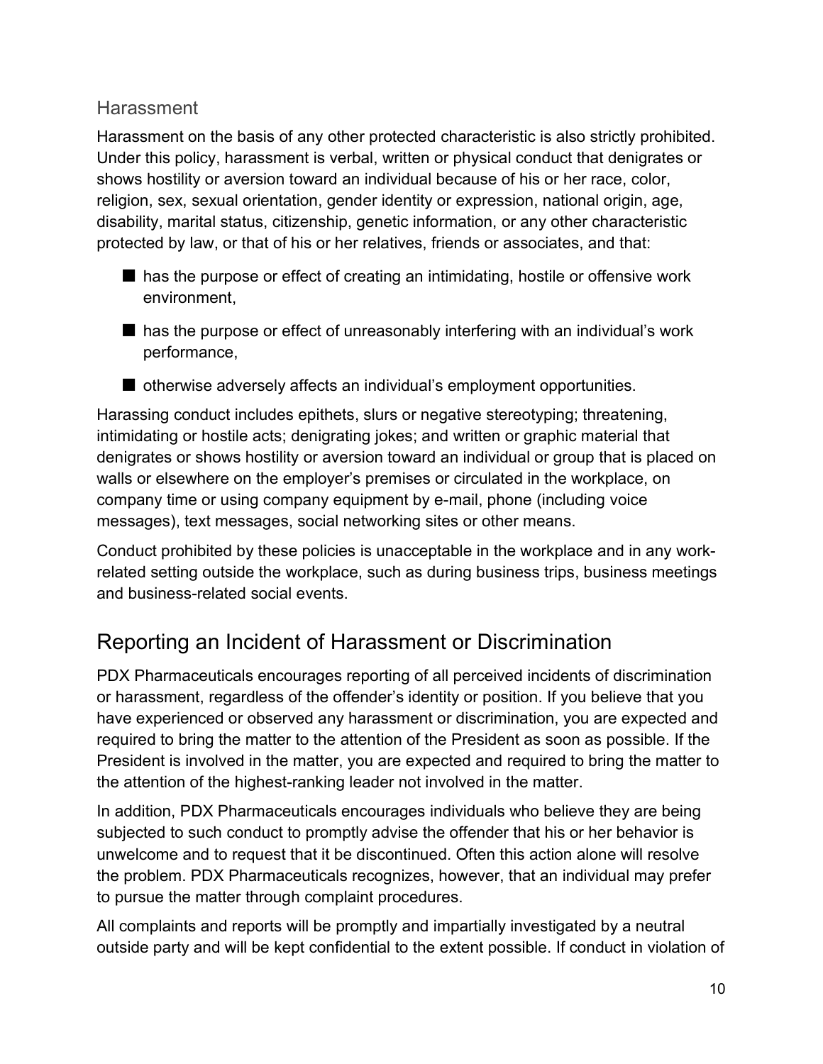### Harassment

Harassment on the basis of any other protected characteristic is also strictly prohibited. Under this policy, harassment is verbal, written or physical conduct that denigrates or shows hostility or aversion toward an individual because of his or her race, color, religion, sex, sexual orientation, gender identity or expression, national origin, age, disability, marital status, citizenship, genetic information, or any other characteristic protected by law, or that of his or her relatives, friends or associates, and that:

- has the purpose or effect of creating an intimidating, hostile or offensive work environment,
- has the purpose or effect of unreasonably interfering with an individual's work performance,
- otherwise adversely affects an individual's employment opportunities.

Harassing conduct includes epithets, slurs or negative stereotyping; threatening, intimidating or hostile acts; denigrating jokes; and written or graphic material that denigrates or shows hostility or aversion toward an individual or group that is placed on walls or elsewhere on the employer's premises or circulated in the workplace, on company time or using company equipment by e-mail, phone (including voice messages), text messages, social networking sites or other means.

Conduct prohibited by these policies is unacceptable in the workplace and in any work-related setting outside the workplace, such as during business trips, business meetings and business-related social events.

## Reporting an Incident of Harassment or Discrimination

PDX Pharmaceuticals encourages reporting of all perceived incidents of discrimination or harassment, regardless of the offender's identity or position. If you believe that you have experienced or observed any harassment or discrimination, you are expected and required to bring the matter to the attention of the President as soon as possible. If the President is involved in the matter, you are expected and required to bring the matter to the attention of the highest-ranking leader not involved in the matter.

In addition, PDX Pharmaceuticals encourages individuals who believe they are being subjected to such conduct to promptly advise the offender that his or her behavior is unwelcome and to request that it be discontinued. Often this action alone will resolve the problem. PDX Pharmaceuticals recognizes, however, that an individual may prefer to pursue the matter through complaint procedures.

All complaints and reports will be promptly and impartially investigated by a neutral outside party and will be kept confidential to the extent possible. If conduct in violation of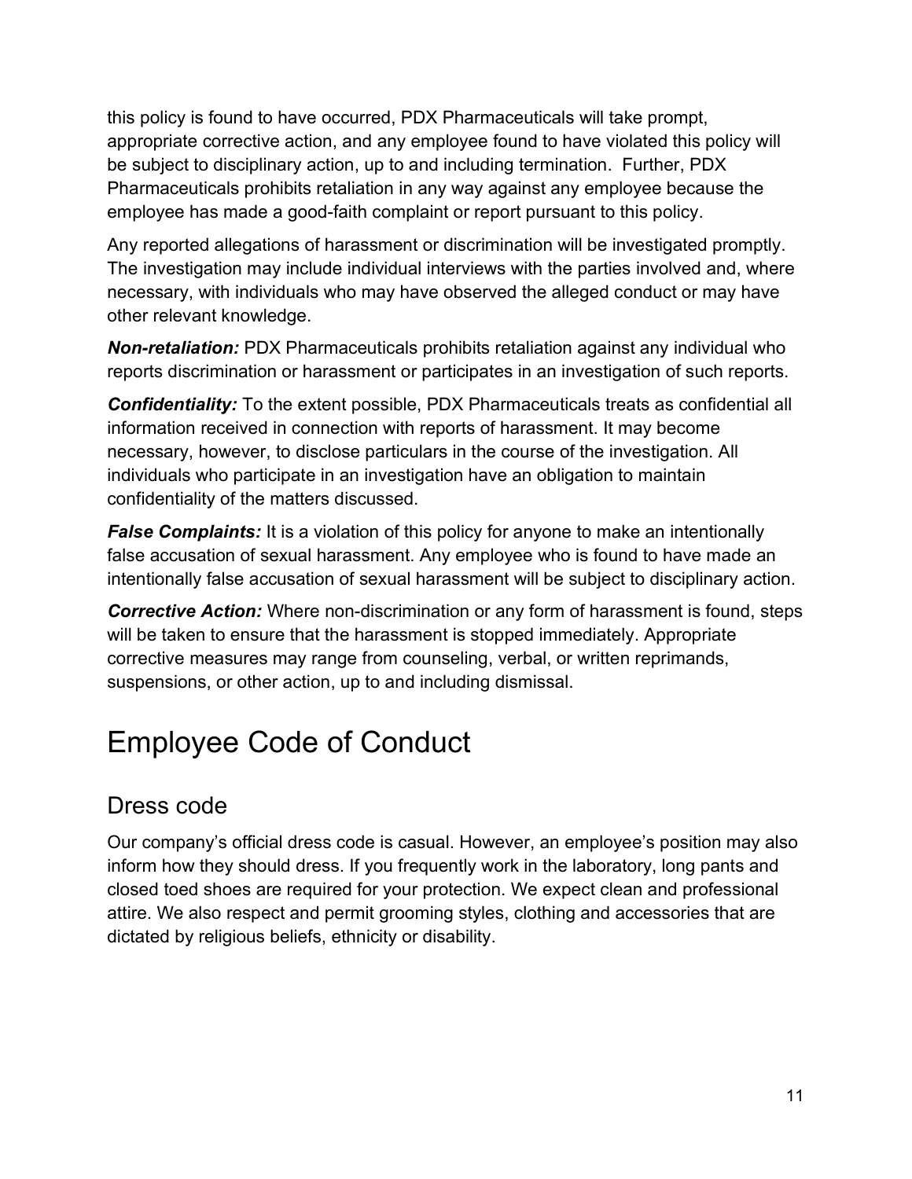this policy is found to have occurred, PDX Pharmaceuticals will take prompt, appropriate corrective action, and any employee found to have violated this policy will be subject to disciplinary action, up to and including termination.  Further, PDX Pharmaceuticals prohibits retaliation in any way against any employee because the employee has made a good-faith complaint or report pursuant to this policy.

Any reported allegations of harassment or discrimination will be investigated promptly. The investigation may include individual interviews with the parties involved and, where necessary, with individuals who may have observed the alleged conduct or may have other relevant knowledge.

***Non-retaliation:*** PDX Pharmaceuticals prohibits retaliation against any individual who reports discrimination or harassment or participates in an investigation of such reports.

***Confidentiality:*** To the extent possible, PDX Pharmaceuticals treats as confidential all information received in connection with reports of harassment. It may become necessary, however, to disclose particulars in the course of the investigation. All individuals who participate in an investigation have an obligation to maintain confidentiality of the matters discussed.

***False Complaints:*** It is a violation of this policy for anyone to make an intentionally false accusation of sexual harassment. Any employee who is found to have made an intentionally false accusation of sexual harassment will be subject to disciplinary action.

***Corrective Action:*** Where non-discrimination or any form of harassment is found, steps will be taken to ensure that the harassment is stopped immediately. Appropriate corrective measures may range from counseling, verbal, or written reprimands, suspensions, or other action, up to and including dismissal.

# Employee Code of Conduct

## Dress code

Our company's official dress code is casual. However, an employee's position may also inform how they should dress. If you frequently work in the laboratory, long pants and closed toed shoes are required for your protection. We expect clean and professional attire. We also respect and permit grooming styles, clothing and accessories that are dictated by religious beliefs, ethnicity or disability.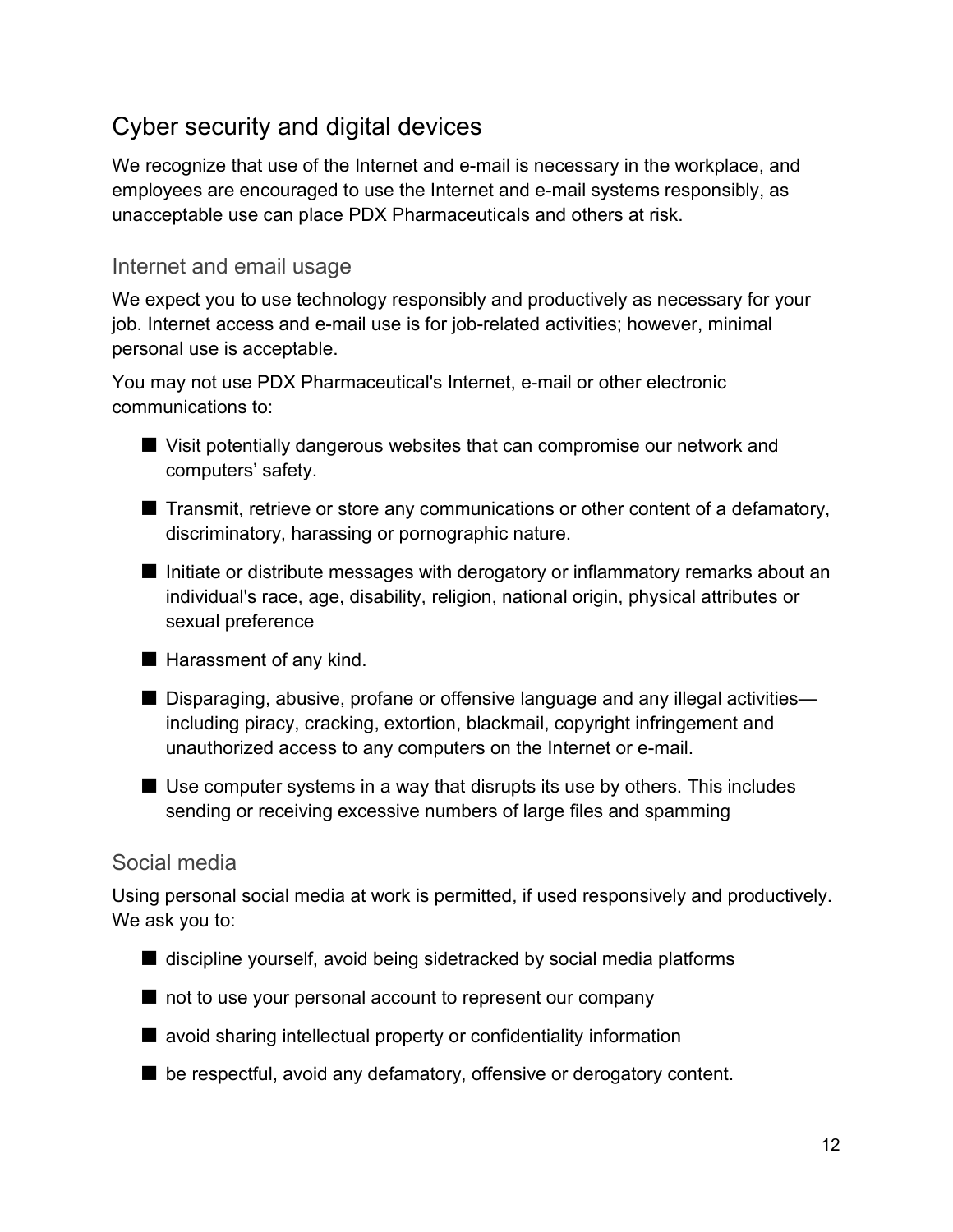## Cyber security and digital devices

We recognize that use of the Internet and e-mail is necessary in the workplace, and employees are encouraged to use the Internet and e-mail systems responsibly, as unacceptable use can place PDX Pharmaceuticals and others at risk.

### Internet and email usage

We expect you to use technology responsibly and productively as necessary for your job. Internet access and e-mail use is for job-related activities; however, minimal personal use is acceptable.

You may not use PDX Pharmaceutical's Internet, e-mail or other electronic communications to:

- Visit potentially dangerous websites that can compromise our network and computers' safety.
- Transmit, retrieve or store any communications or other content of a defamatory, discriminatory, harassing or pornographic nature.
- Initiate or distribute messages with derogatory or inflammatory remarks about an individual's race, age, disability, religion, national origin, physical attributes or sexual preference
- Harassment of any kind.
- Disparaging, abusive, profane or offensive language and any illegal activities—including piracy, cracking, extortion, blackmail, copyright infringement and unauthorized access to any computers on the Internet or e-mail.
- Use computer systems in a way that disrupts its use by others. This includes sending or receiving excessive numbers of large files and spamming

### Social media

Using personal social media at work is permitted, if used responsively and productively. We ask you to:

- discipline yourself, avoid being sidetracked by social media platforms
- not to use your personal account to represent our company
- avoid sharing intellectual property or confidentiality information
- be respectful, avoid any defamatory, offensive or derogatory content.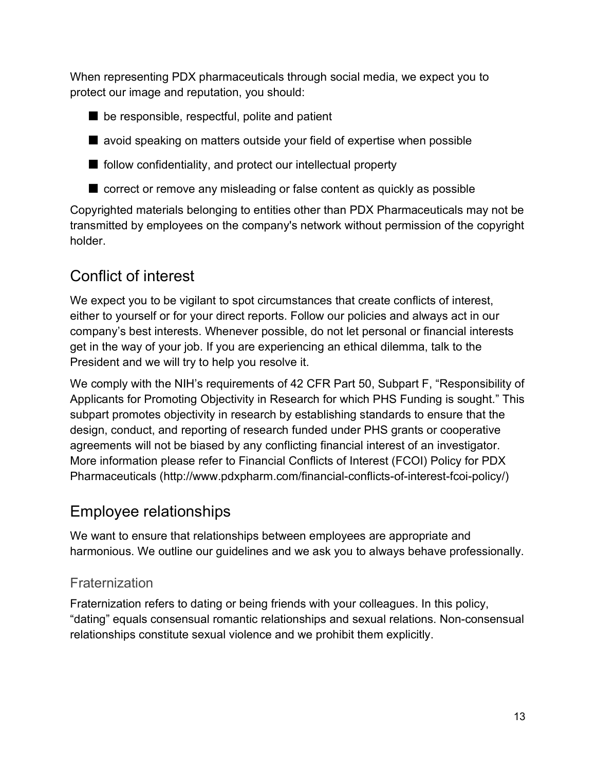When representing PDX pharmaceuticals through social media, we expect you to protect our image and reputation, you should:

- be responsible, respectful, polite and patient
- avoid speaking on matters outside your field of expertise when possible
- follow confidentiality, and protect our intellectual property
- correct or remove any misleading or false content as quickly as possible

Copyrighted materials belonging to entities other than PDX Pharmaceuticals may not be transmitted by employees on the company's network without permission of the copyright holder.

## Conflict of interest

We expect you to be vigilant to spot circumstances that create conflicts of interest, either to yourself or for your direct reports. Follow our policies and always act in our company's best interests. Whenever possible, do not let personal or financial interests get in the way of your job. If you are experiencing an ethical dilemma, talk to the President and we will try to help you resolve it.

We comply with the NIH's requirements of 42 CFR Part 50, Subpart F, "Responsibility of Applicants for Promoting Objectivity in Research for which PHS Funding is sought." This subpart promotes objectivity in research by establishing standards to ensure that the design, conduct, and reporting of research funded under PHS grants or cooperative agreements will not be biased by any conflicting financial interest of an investigator. More information please refer to Financial Conflicts of Interest (FCOI) Policy for PDX Pharmaceuticals (http://www.pdxpharm.com/financial-conflicts-of-interest-fcoi-policy/)

## Employee relationships

We want to ensure that relationships between employees are appropriate and harmonious. We outline our guidelines and we ask you to always behave professionally.

### Fraternization

Fraternization refers to dating or being friends with your colleagues. In this policy, "dating" equals consensual romantic relationships and sexual relations. Non-consensual relationships constitute sexual violence and we prohibit them explicitly.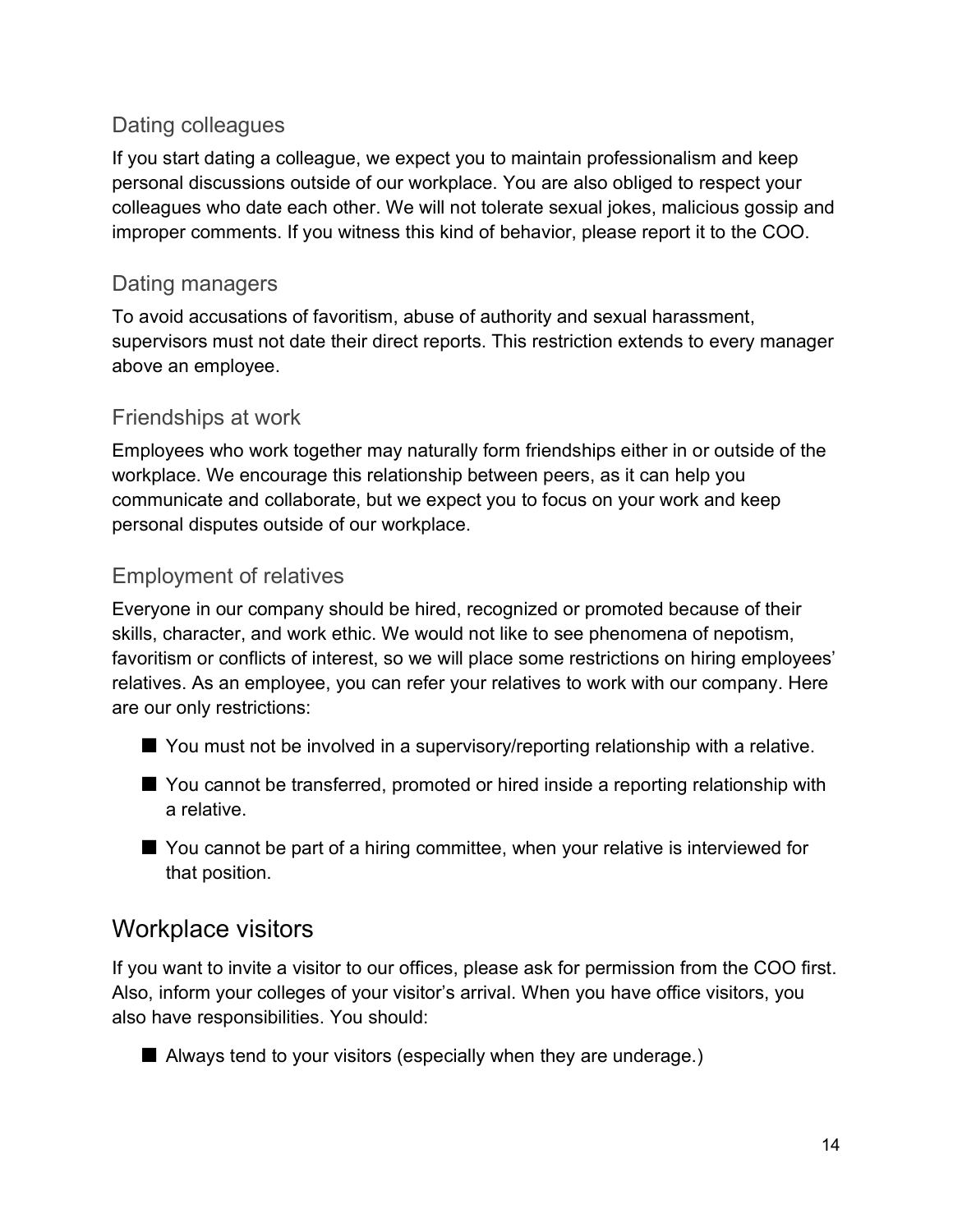### Dating colleagues

If you start dating a colleague, we expect you to maintain professionalism and keep personal discussions outside of our workplace. You are also obliged to respect your colleagues who date each other. We will not tolerate sexual jokes, malicious gossip and improper comments. If you witness this kind of behavior, please report it to the COO.

### Dating managers

To avoid accusations of favoritism, abuse of authority and sexual harassment, supervisors must not date their direct reports. This restriction extends to every manager above an employee.

### Friendships at work

Employees who work together may naturally form friendships either in or outside of the workplace. We encourage this relationship between peers, as it can help you communicate and collaborate, but we expect you to focus on your work and keep personal disputes outside of our workplace.

### Employment of relatives

Everyone in our company should be hired, recognized or promoted because of their skills, character, and work ethic. We would not like to see phenomena of nepotism, favoritism or conflicts of interest, so we will place some restrictions on hiring employees' relatives. As an employee, you can refer your relatives to work with our company. Here are our only restrictions:

- You must not be involved in a supervisory/reporting relationship with a relative.
- You cannot be transferred, promoted or hired inside a reporting relationship with a relative.
- You cannot be part of a hiring committee, when your relative is interviewed for that position.

## Workplace visitors

If you want to invite a visitor to our offices, please ask for permission from the COO first. Also, inform your colleges of your visitor's arrival. When you have office visitors, you also have responsibilities. You should:

- Always tend to your visitors (especially when they are underage.)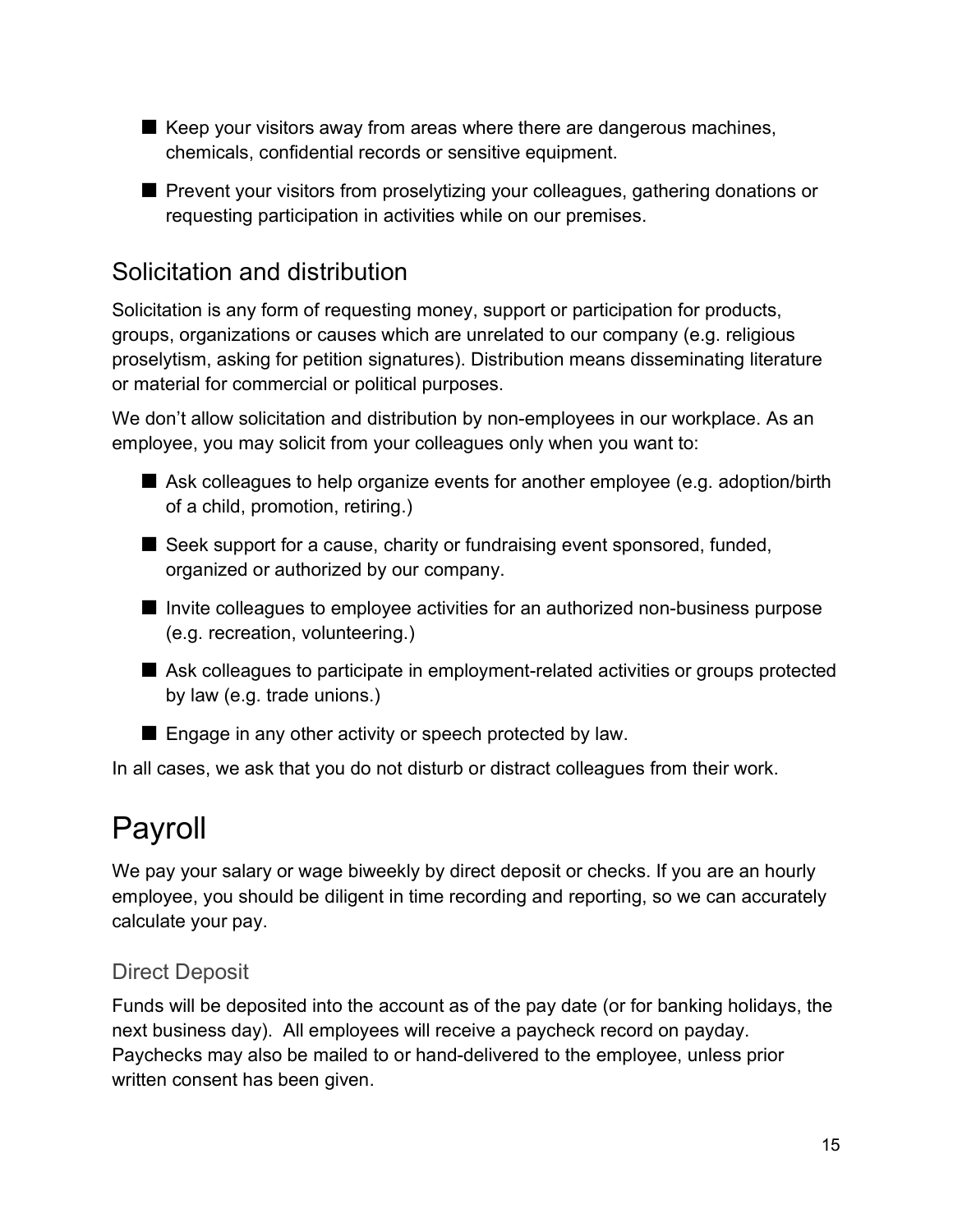- Keep your visitors away from areas where there are dangerous machines, chemicals, confidential records or sensitive equipment.
- Prevent your visitors from proselytizing your colleagues, gathering donations or requesting participation in activities while on our premises.

## Solicitation and distribution

Solicitation is any form of requesting money, support or participation for products, groups, organizations or causes which are unrelated to our company (e.g. religious proselytism, asking for petition signatures). Distribution means disseminating literature or material for commercial or political purposes.

We don't allow solicitation and distribution by non-employees in our workplace. As an employee, you may solicit from your colleagues only when you want to:

- Ask colleagues to help organize events for another employee (e.g. adoption/birth of a child, promotion, retiring.)
- Seek support for a cause, charity or fundraising event sponsored, funded, organized or authorized by our company.
- Invite colleagues to employee activities for an authorized non-business purpose (e.g. recreation, volunteering.)
- Ask colleagues to participate in employment-related activities or groups protected by law (e.g. trade unions.)
- Engage in any other activity or speech protected by law.

In all cases, we ask that you do not disturb or distract colleagues from their work.

# Payroll

We pay your salary or wage biweekly by direct deposit or checks. If you are an hourly employee, you should be diligent in time recording and reporting, so we can accurately calculate your pay.

### Direct Deposit

Funds will be deposited into the account as of the pay date (or for banking holidays, the next business day). All employees will receive a paycheck record on payday. Paychecks may also be mailed to or hand-delivered to the employee, unless prior written consent has been given.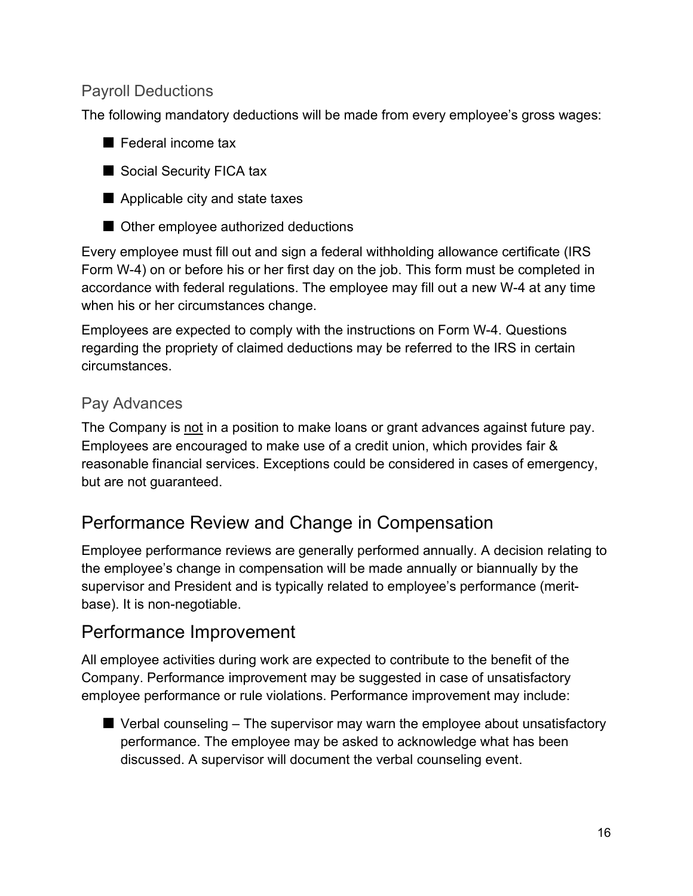### Payroll Deductions

The following mandatory deductions will be made from every employee's gross wages:

- Federal income tax
- Social Security FICA tax
- Applicable city and state taxes
- Other employee authorized deductions

Every employee must fill out and sign a federal withholding allowance certificate (IRS Form W-4) on or before his or her first day on the job. This form must be completed in accordance with federal regulations. The employee may fill out a new W-4 at any time when his or her circumstances change.

Employees are expected to comply with the instructions on Form W-4. Questions regarding the propriety of claimed deductions may be referred to the IRS in certain circumstances.

### Pay Advances

The Company is not in a position to make loans or grant advances against future pay. Employees are encouraged to make use of a credit union, which provides fair & reasonable financial services. Exceptions could be considered in cases of emergency, but are not guaranteed.

## Performance Review and Change in Compensation

Employee performance reviews are generally performed annually. A decision relating to the employee's change in compensation will be made annually or biannually by the supervisor and President and is typically related to employee's performance (merit-base). It is non-negotiable.

## Performance Improvement

All employee activities during work are expected to contribute to the benefit of the Company. Performance improvement may be suggested in case of unsatisfactory employee performance or rule violations. Performance improvement may include:

- Verbal counseling – The supervisor may warn the employee about unsatisfactory performance. The employee may be asked to acknowledge what has been discussed. A supervisor will document the verbal counseling event.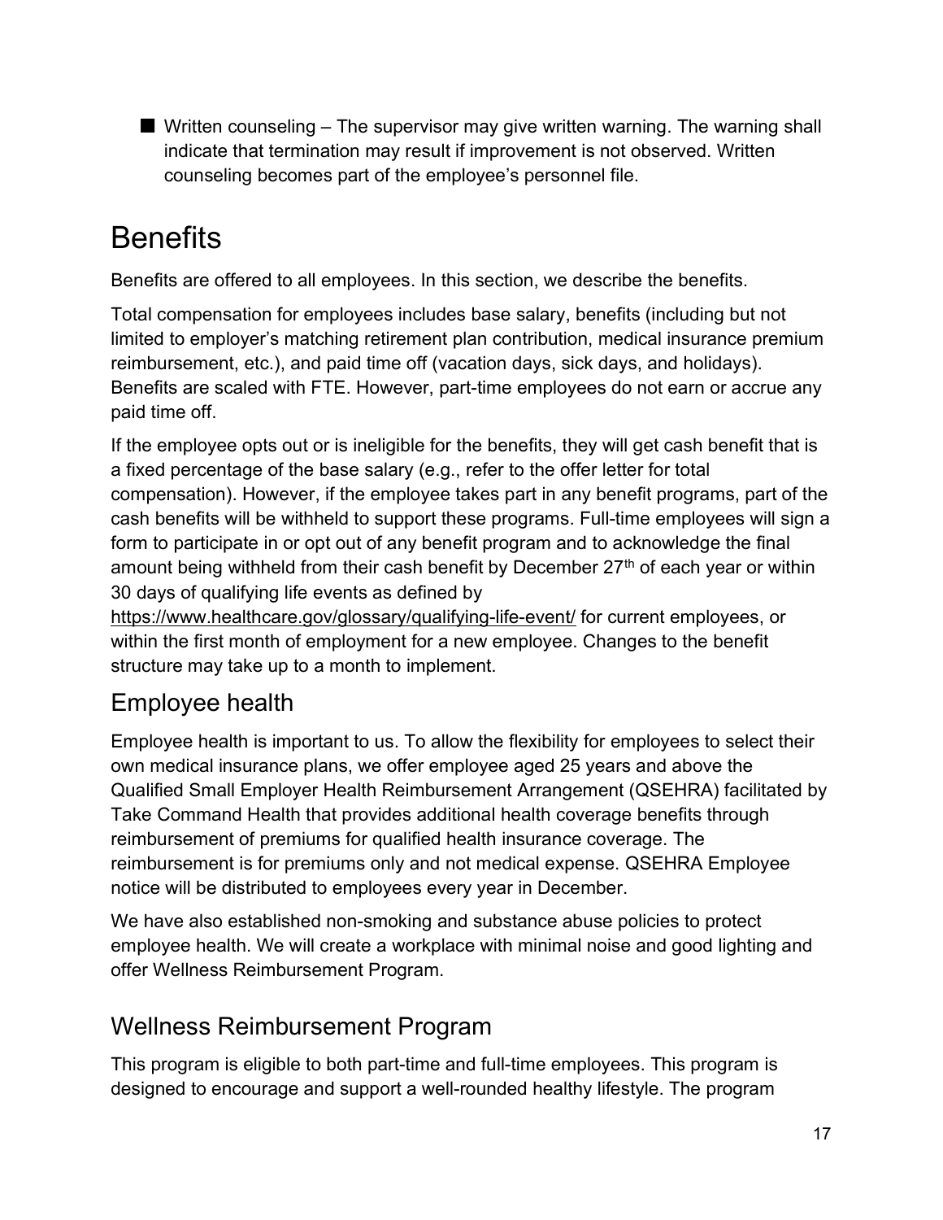- Written counseling – The supervisor may give written warning. The warning shall indicate that termination may result if improvement is not observed. Written counseling becomes part of the employee's personnel file.

# Benefits

Benefits are offered to all employees. In this section, we describe the benefits.

Total compensation for employees includes base salary, benefits (including but not limited to employer's matching retirement plan contribution, medical insurance premium reimbursement, etc.), and paid time off (vacation days, sick days, and holidays). Benefits are scaled with FTE. However, part-time employees do not earn or accrue any paid time off.

If the employee opts out or is ineligible for the benefits, they will get cash benefit that is a fixed percentage of the base salary (e.g., refer to the offer letter for total compensation). However, if the employee takes part in any benefit programs, part of the cash benefits will be withheld to support these programs. Full-time employees will sign a form to participate in or opt out of any benefit program and to acknowledge the final amount being withheld from their cash benefit by December 27th of each year or within 30 days of qualifying life events as defined by https://www.healthcare.gov/glossary/qualifying-life-event/ for current employees, or within the first month of employment for a new employee. Changes to the benefit structure may take up to a month to implement.

## Employee health

Employee health is important to us. To allow the flexibility for employees to select their own medical insurance plans, we offer employee aged 25 years and above the Qualified Small Employer Health Reimbursement Arrangement (QSEHRA) facilitated by Take Command Health that provides additional health coverage benefits through reimbursement of premiums for qualified health insurance coverage. The reimbursement is for premiums only and not medical expense. QSEHRA Employee notice will be distributed to employees every year in December.

We have also established non-smoking and substance abuse policies to protect employee health. We will create a workplace with minimal noise and good lighting and offer Wellness Reimbursement Program.

## Wellness Reimbursement Program

This program is eligible to both part-time and full-time employees. This program is designed to encourage and support a well-rounded healthy lifestyle. The program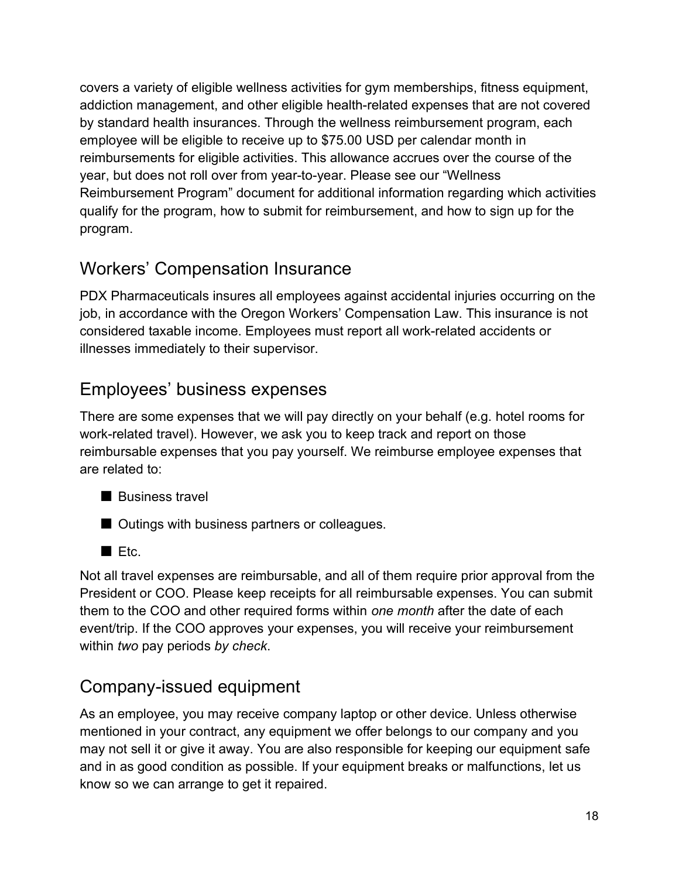covers a variety of eligible wellness activities for gym memberships, fitness equipment, addiction management, and other eligible health-related expenses that are not covered by standard health insurances. Through the wellness reimbursement program, each employee will be eligible to receive up to $75.00 USD per calendar month in reimbursements for eligible activities. This allowance accrues over the course of the year, but does not roll over from year-to-year. Please see our "Wellness Reimbursement Program" document for additional information regarding which activities qualify for the program, how to submit for reimbursement, and how to sign up for the program.

## Workers' Compensation Insurance

PDX Pharmaceuticals insures all employees against accidental injuries occurring on the job, in accordance with the Oregon Workers' Compensation Law. This insurance is not considered taxable income. Employees must report all work-related accidents or illnesses immediately to their supervisor.

## Employees' business expenses

There are some expenses that we will pay directly on your behalf (e.g. hotel rooms for work-related travel). However, we ask you to keep track and report on those reimbursable expenses that you pay yourself. We reimburse employee expenses that are related to:

- Business travel
- Outings with business partners or colleagues.
- Etc.

Not all travel expenses are reimbursable, and all of them require prior approval from the President or COO. Please keep receipts for all reimbursable expenses. You can submit them to the COO and other required forms within *one month* after the date of each event/trip. If the COO approves your expenses, you will receive your reimbursement within *two* pay periods *by check*.

## Company-issued equipment

As an employee, you may receive company laptop or other device. Unless otherwise mentioned in your contract, any equipment we offer belongs to our company and you may not sell it or give it away. You are also responsible for keeping our equipment safe and in as good condition as possible. If your equipment breaks or malfunctions, let us know so we can arrange to get it repaired.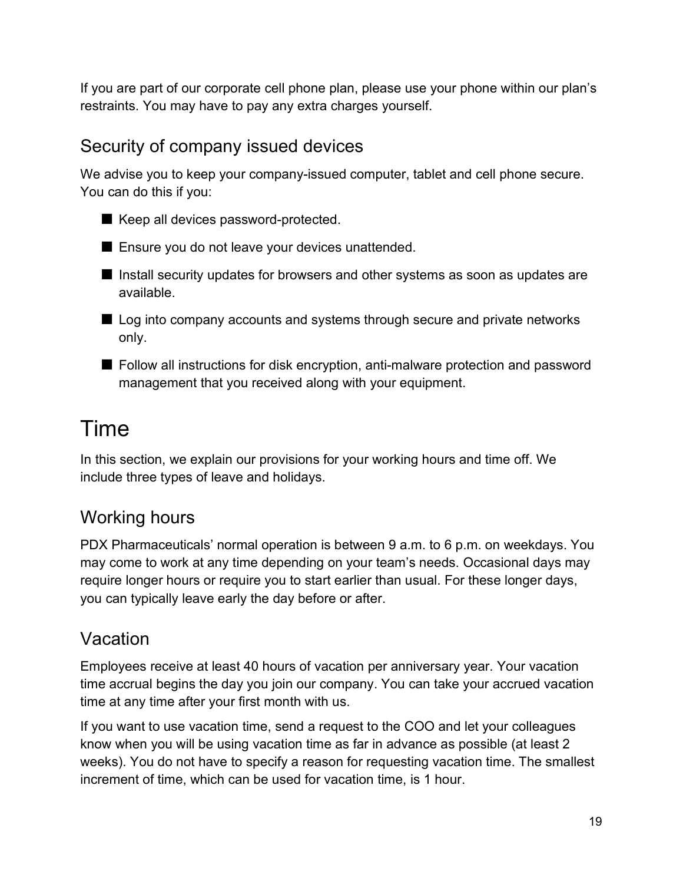If you are part of our corporate cell phone plan, please use your phone within our plan's restraints. You may have to pay any extra charges yourself.

## Security of company issued devices

We advise you to keep your company-issued computer, tablet and cell phone secure. You can do this if you:

- Keep all devices password-protected.
- Ensure you do not leave your devices unattended.
- Install security updates for browsers and other systems as soon as updates are available.
- Log into company accounts and systems through secure and private networks only.
- Follow all instructions for disk encryption, anti-malware protection and password management that you received along with your equipment.

# Time

In this section, we explain our provisions for your working hours and time off. We include three types of leave and holidays.

## Working hours

PDX Pharmaceuticals' normal operation is between 9 a.m. to 6 p.m. on weekdays. You may come to work at any time depending on your team's needs. Occasional days may require longer hours or require you to start earlier than usual. For these longer days, you can typically leave early the day before or after.

## Vacation

Employees receive at least 40 hours of vacation per anniversary year. Your vacation time accrual begins the day you join our company. You can take your accrued vacation time at any time after your first month with us.

If you want to use vacation time, send a request to the COO and let your colleagues know when you will be using vacation time as far in advance as possible (at least 2 weeks). You do not have to specify a reason for requesting vacation time. The smallest increment of time, which can be used for vacation time, is 1 hour.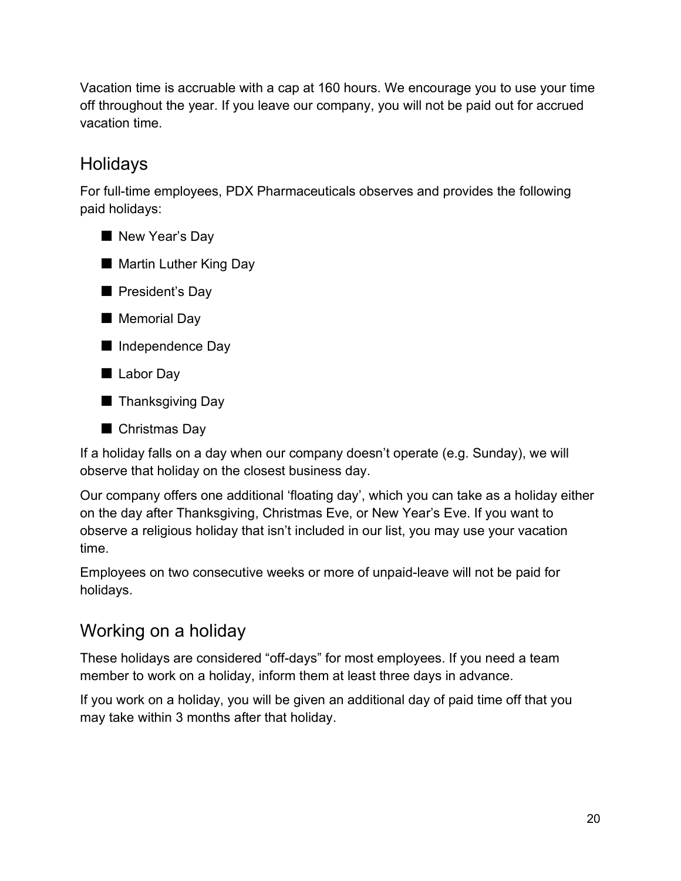Vacation time is accruable with a cap at 160 hours. We encourage you to use your time off throughout the year. If you leave our company, you will not be paid out for accrued vacation time.

## Holidays

For full-time employees, PDX Pharmaceuticals observes and provides the following paid holidays:

- New Year's Day
- Martin Luther King Day
- President's Day
- Memorial Day
- Independence Day
- Labor Day
- Thanksgiving Day
- Christmas Day

If a holiday falls on a day when our company doesn't operate (e.g. Sunday), we will observe that holiday on the closest business day.

Our company offers one additional 'floating day', which you can take as a holiday either on the day after Thanksgiving, Christmas Eve, or New Year's Eve. If you want to observe a religious holiday that isn't included in our list, you may use your vacation time.

Employees on two consecutive weeks or more of unpaid-leave will not be paid for holidays.

## Working on a holiday

These holidays are considered "off-days" for most employees. If you need a team member to work on a holiday, inform them at least three days in advance.

If you work on a holiday, you will be given an additional day of paid time off that you may take within 3 months after that holiday.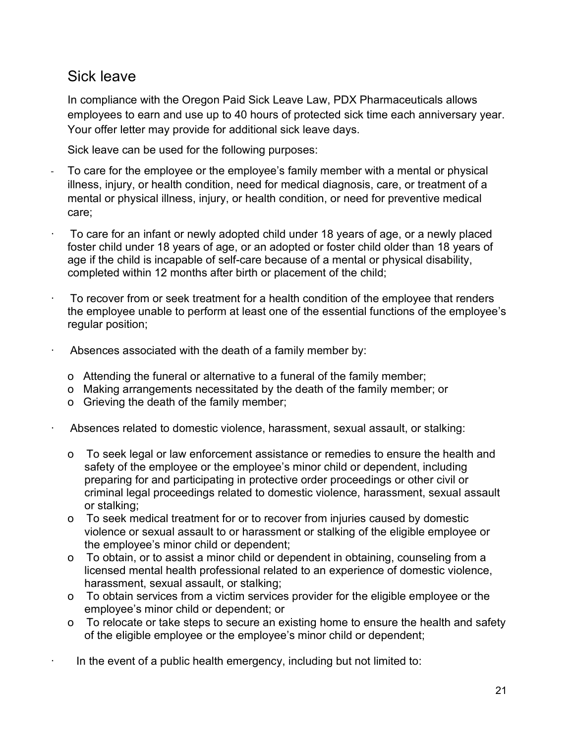## Sick leave

In compliance with the Oregon Paid Sick Leave Law, PDX Pharmaceuticals allows employees to earn and use up to 40 hours of protected sick time each anniversary year. Your offer letter may provide for additional sick leave days.

Sick leave can be used for the following purposes:

- To care for the employee or the employee's family member with a mental or physical illness, injury, or health condition, need for medical diagnosis, care, or treatment of a mental or physical illness, injury, or health condition, or need for preventive medical care;
- To care for an infant or newly adopted child under 18 years of age, or a newly placed foster child under 18 years of age, or an adopted or foster child older than 18 years of age if the child is incapable of self-care because of a mental or physical disability, completed within 12 months after birth or placement of the child;
- To recover from or seek treatment for a health condition of the employee that renders the employee unable to perform at least one of the essential functions of the employee's regular position;
- Absences associated with the death of a family member by:
  - Attending the funeral or alternative to a funeral of the family member;
  - Making arrangements necessitated by the death of the family member; or
  - Grieving the death of the family member;
- Absences related to domestic violence, harassment, sexual assault, or stalking:
  - To seek legal or law enforcement assistance or remedies to ensure the health and safety of the employee or the employee's minor child or dependent, including preparing for and participating in protective order proceedings or other civil or criminal legal proceedings related to domestic violence, harassment, sexual assault or stalking;
  - To seek medical treatment for or to recover from injuries caused by domestic violence or sexual assault to or harassment or stalking of the eligible employee or the employee's minor child or dependent;
  - To obtain, or to assist a minor child or dependent in obtaining, counseling from a licensed mental health professional related to an experience of domestic violence, harassment, sexual assault, or stalking;
  - To obtain services from a victim services provider for the eligible employee or the employee's minor child or dependent; or
  - To relocate or take steps to secure an existing home to ensure the health and safety of the eligible employee or the employee's minor child or dependent;
- In the event of a public health emergency, including but not limited to: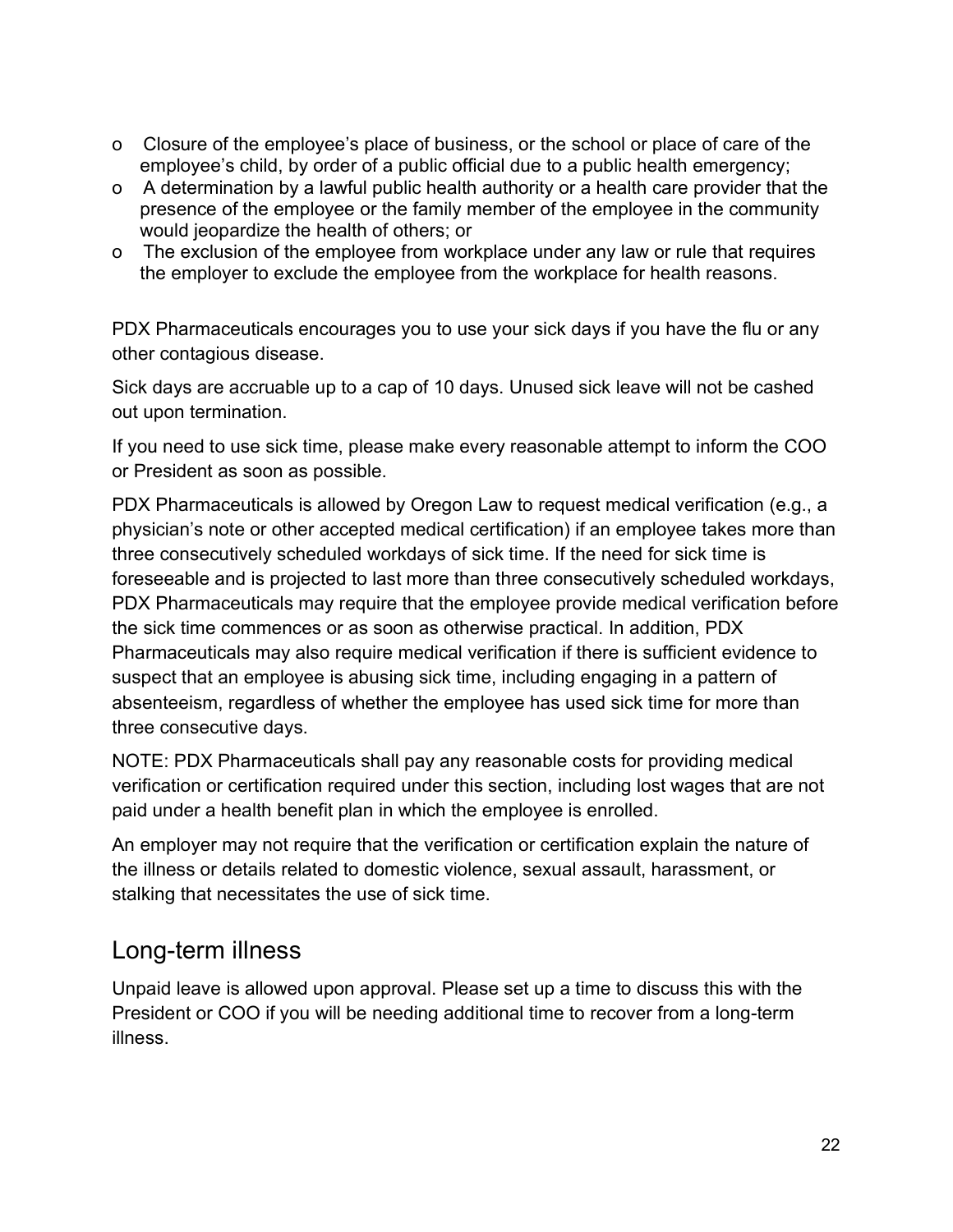- Closure of the employee's place of business, or the school or place of care of the employee's child, by order of a public official due to a public health emergency;
- A determination by a lawful public health authority or a health care provider that the presence of the employee or the family member of the employee in the community would jeopardize the health of others; or
- The exclusion of the employee from workplace under any law or rule that requires the employer to exclude the employee from the workplace for health reasons.

PDX Pharmaceuticals encourages you to use your sick days if you have the flu or any other contagious disease.

Sick days are accruable up to a cap of 10 days. Unused sick leave will not be cashed out upon termination.

If you need to use sick time, please make every reasonable attempt to inform the COO or President as soon as possible.

PDX Pharmaceuticals is allowed by Oregon Law to request medical verification (e.g., a physician's note or other accepted medical certification) if an employee takes more than three consecutively scheduled workdays of sick time. If the need for sick time is foreseeable and is projected to last more than three consecutively scheduled workdays, PDX Pharmaceuticals may require that the employee provide medical verification before the sick time commences or as soon as otherwise practical. In addition, PDX Pharmaceuticals may also require medical verification if there is sufficient evidence to suspect that an employee is abusing sick time, including engaging in a pattern of absenteeism, regardless of whether the employee has used sick time for more than three consecutive days.

NOTE: PDX Pharmaceuticals shall pay any reasonable costs for providing medical verification or certification required under this section, including lost wages that are not paid under a health benefit plan in which the employee is enrolled.

An employer may not require that the verification or certification explain the nature of the illness or details related to domestic violence, sexual assault, harassment, or stalking that necessitates the use of sick time.

## Long-term illness

Unpaid leave is allowed upon approval. Please set up a time to discuss this with the President or COO if you will be needing additional time to recover from a long-term illness.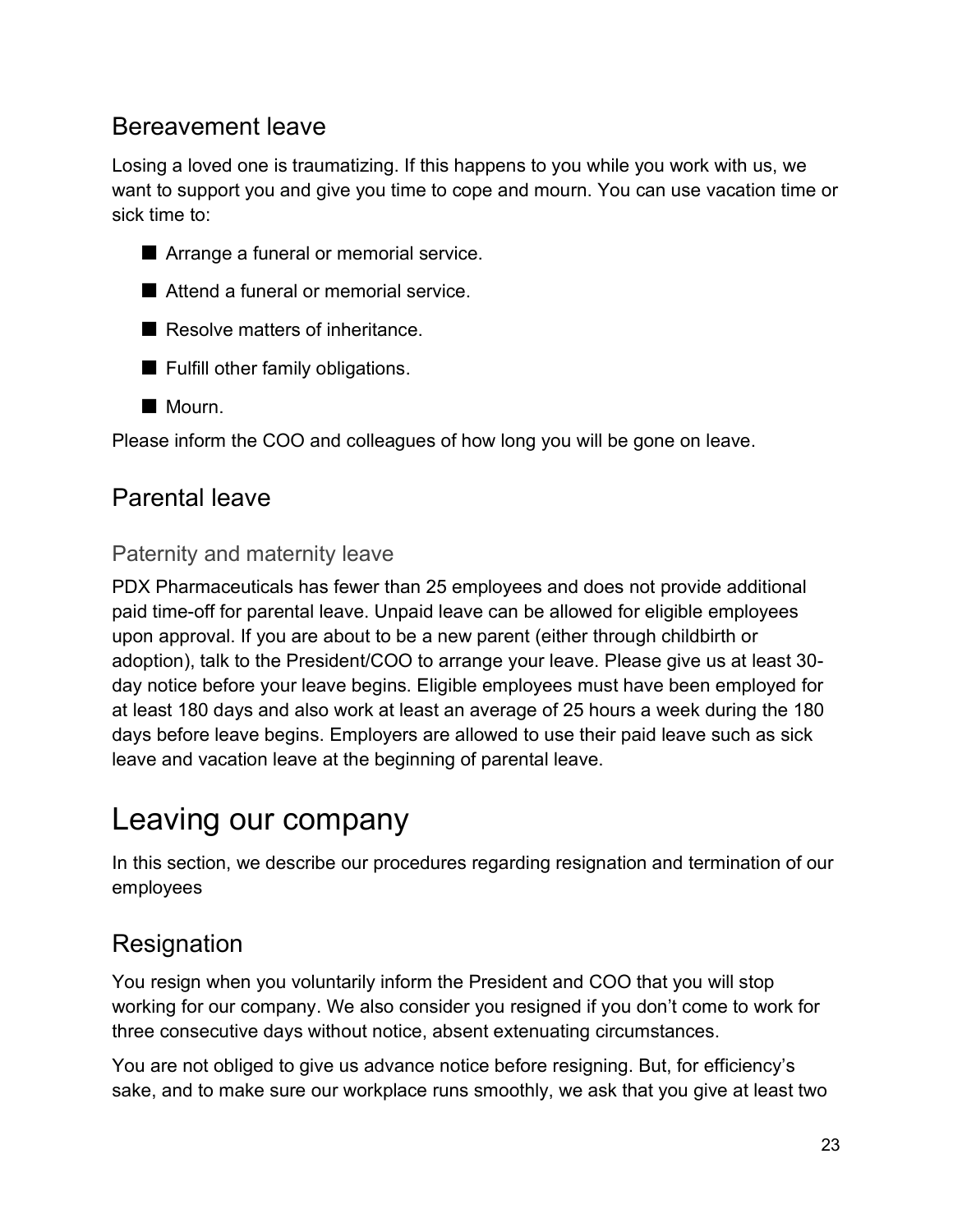## Bereavement leave

Losing a loved one is traumatizing. If this happens to you while you work with us, we want to support you and give you time to cope and mourn. You can use vacation time or sick time to:

- Arrange a funeral or memorial service.
- Attend a funeral or memorial service.
- Resolve matters of inheritance.
- Fulfill other family obligations.
- Mourn.

Please inform the COO and colleagues of how long you will be gone on leave.

## Parental leave

### Paternity and maternity leave

PDX Pharmaceuticals has fewer than 25 employees and does not provide additional paid time-off for parental leave. Unpaid leave can be allowed for eligible employees upon approval. If you are about to be a new parent (either through childbirth or adoption), talk to the President/COO to arrange your leave. Please give us at least 30-day notice before your leave begins. Eligible employees must have been employed for at least 180 days and also work at least an average of 25 hours a week during the 180 days before leave begins. Employers are allowed to use their paid leave such as sick leave and vacation leave at the beginning of parental leave.

# Leaving our company

In this section, we describe our procedures regarding resignation and termination of our employees

## Resignation

You resign when you voluntarily inform the President and COO that you will stop working for our company. We also consider you resigned if you don't come to work for three consecutive days without notice, absent extenuating circumstances.

You are not obliged to give us advance notice before resigning. But, for efficiency's sake, and to make sure our workplace runs smoothly, we ask that you give at least two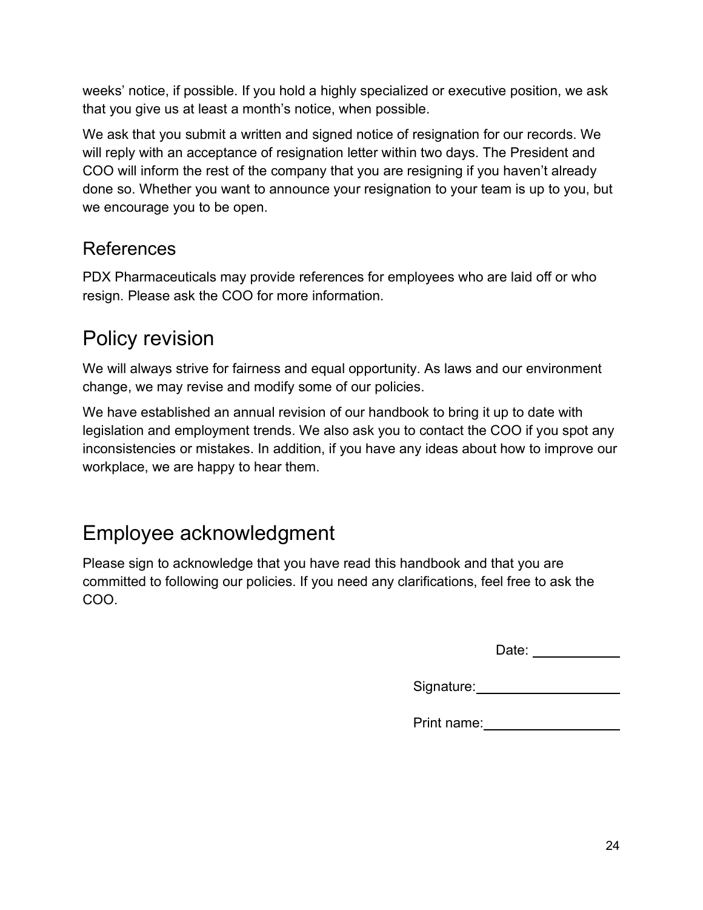weeks' notice, if possible. If you hold a highly specialized or executive position, we ask that you give us at least a month's notice, when possible.

We ask that you submit a written and signed notice of resignation for our records. We will reply with an acceptance of resignation letter within two days. The President and COO will inform the rest of the company that you are resigning if you haven't already done so. Whether you want to announce your resignation to your team is up to you, but we encourage you to be open.

### References

PDX Pharmaceuticals may provide references for employees who are laid off or who resign. Please ask the COO for more information.

## Policy revision

We will always strive for fairness and equal opportunity. As laws and our environment change, we may revise and modify some of our policies.

We have established an annual revision of our handbook to bring it up to date with legislation and employment trends. We also ask you to contact the COO if you spot any inconsistencies or mistakes. In addition, if you have any ideas about how to improve our workplace, we are happy to hear them.

## Employee acknowledgment

Please sign to acknowledge that you have read this handbook and that you are committed to following our policies. If you need any clarifications, feel free to ask the COO.

Date: ____________

Signature: ____________________

Print name: __________________